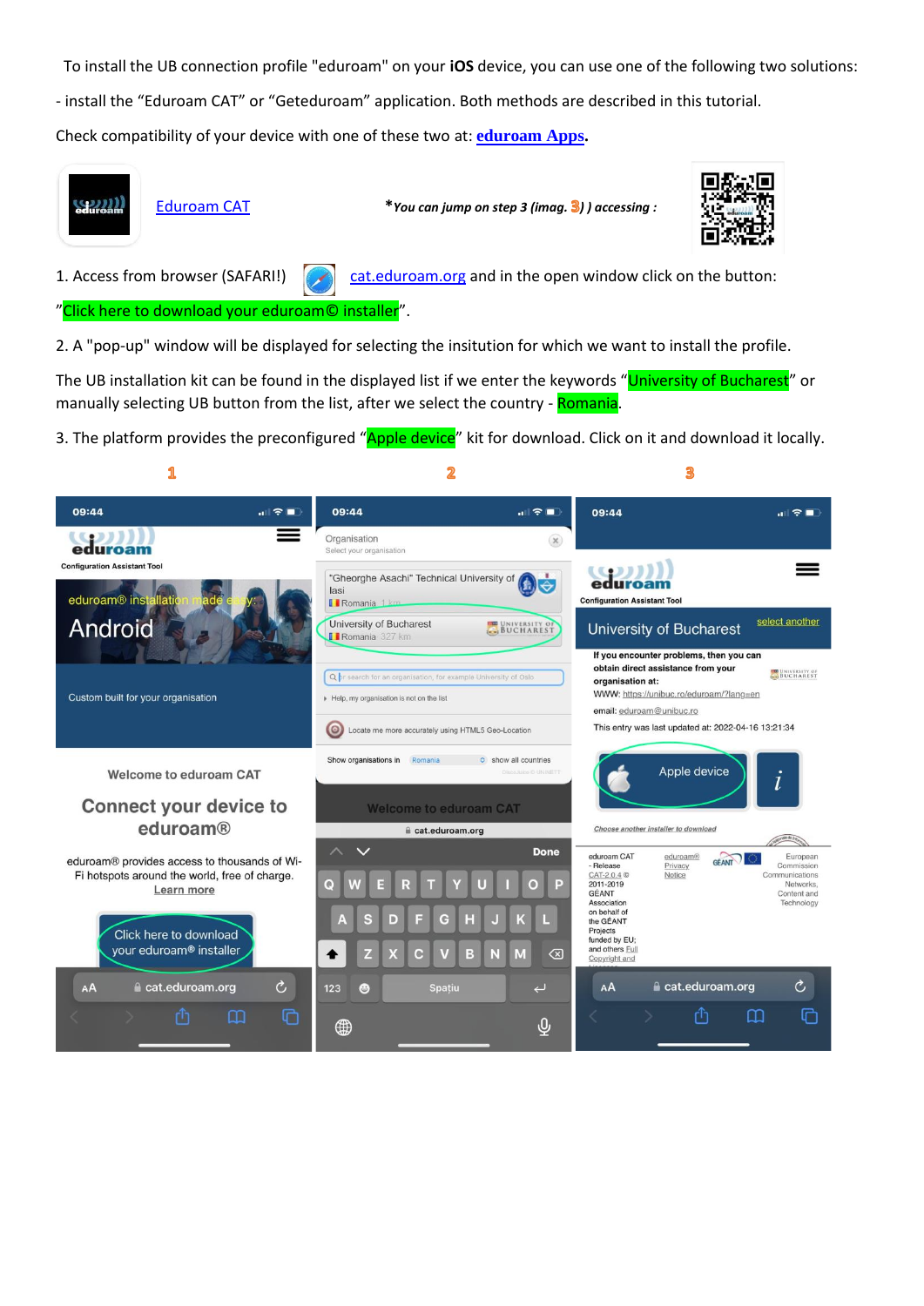To install the UB connection profile "eduroam" on your **iOS** device, you can use one of the following two solutions:

- install the “Eduroam CAT” or “Geteduroam” application. Both methods are described in this tutorial.

Check compatibility of your device with one of these two at: **eduroam Apps**.

Eduroam CAT

*\*You can jump on step 3 (imag. 3) ) accessing :*

1. Access from browser (SAFARI!) cat.eduroam.org and in the open window click on the button: ”Click here to download your eduroam© installer”.

2. A "pop-up" window will be displayed for selecting the insitution for which we want to install the profile.

The UB installation kit can be found in the displayed list if we enter the keywords “University of Bucharest” or manually selecting UB button from the list, after we select the country - Romania.

3. The platform provides the preconfigured “Apple device” kit for download. Click on it and download it locally.

1 2 3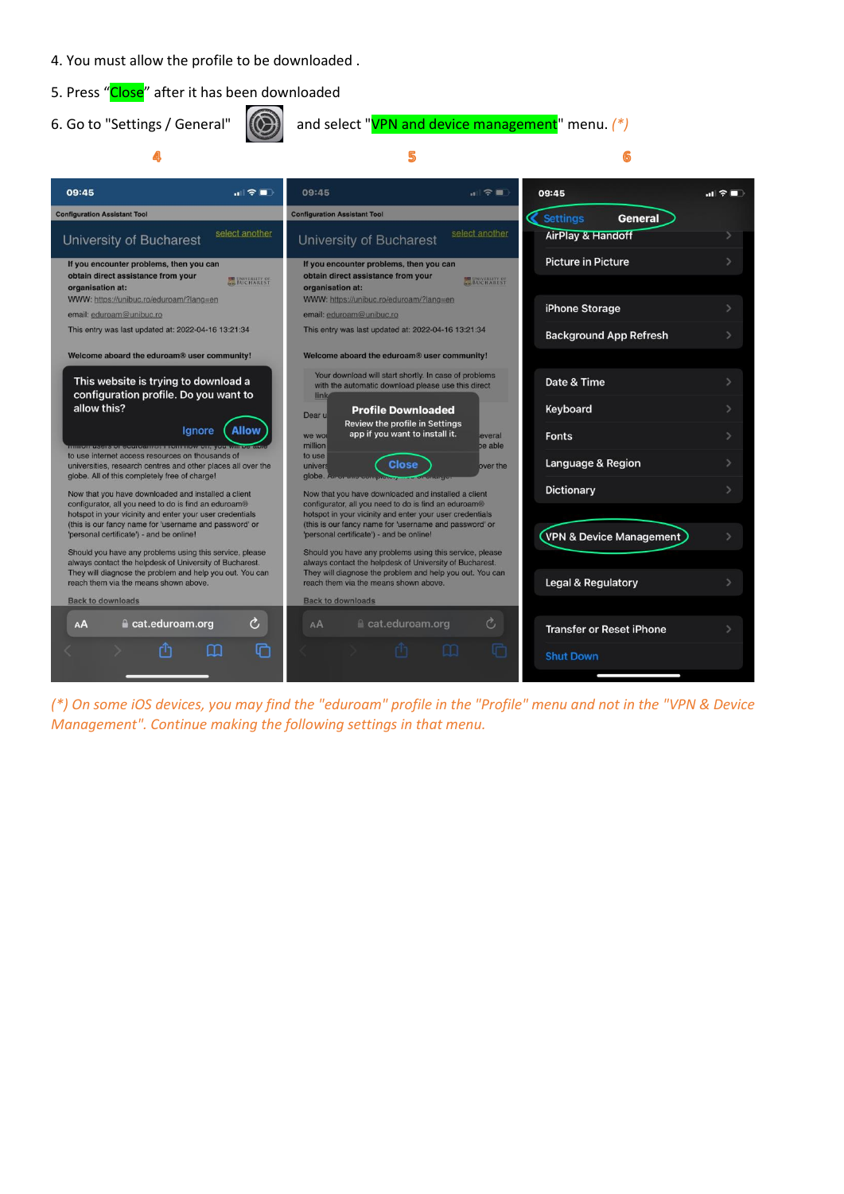4. You must allow the profile to be downloaded .

5. Press “Close” after it has been downloaded

6. Go to "Settings / General" and select "VPN and device management" menu. (*)

*(*) On some iOS devices, you may find the "eduroam" profile in the "Profile" menu and not in the "VPN & Device Management". Continue making the following settings in that menu.*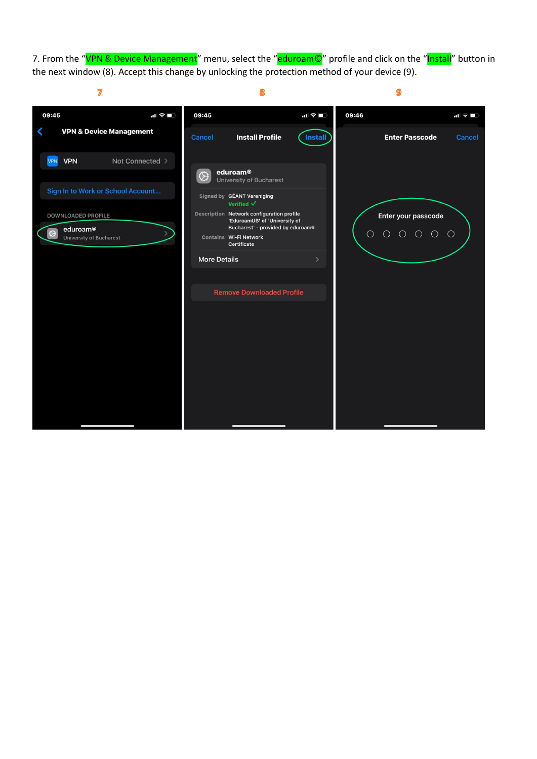7. From the "VPN & Device Management" menu, select the "eduroam©" profile and click on the "Install" button in the next window (8). Accept this change by unlocking the protection method of your device (9).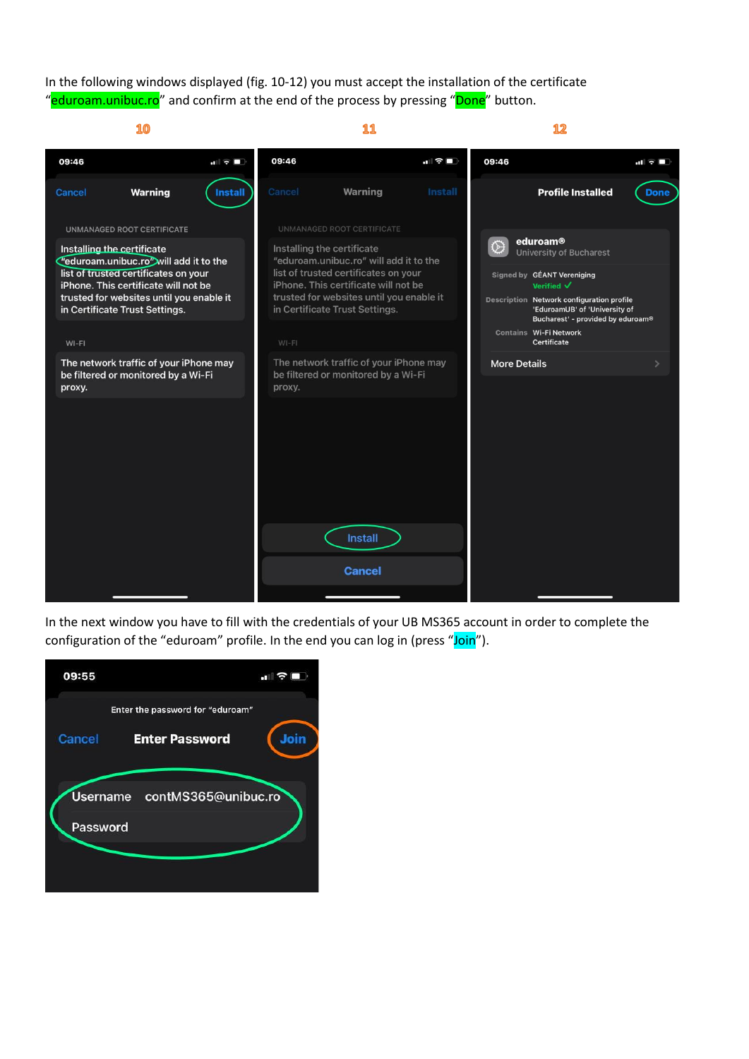In the following windows displayed (fig. 10-12) you must accept the installation of the certificate "eduroam.unibuc.ro" and confirm at the end of the process by pressing "Done" button.

10

11

12

In the next window you have to fill with the credentials of your UB MS365 account in order to complete the configuration of the "eduroam" profile. In the end you can log in (press "Join").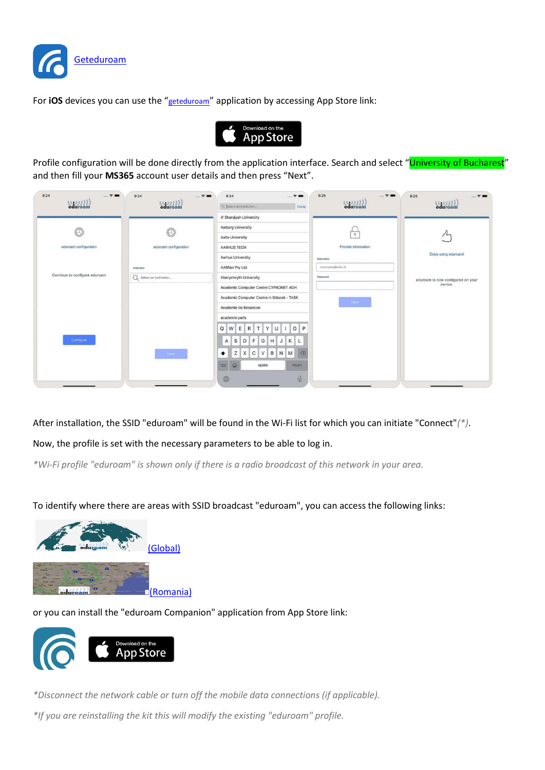Geteduroam

For **iOS** devices you can use the "geteduroam" application by accessing App Store link:

Download on the App Store

Profile configuration will be done directly from the application interface. Search and select "University of Bucharest" and then fill your **MS365** account user details and then press "Next".

After installation, the SSID "eduroam" will be found in the Wi-Fi list for which you can initiate "Connect"*(*)*.

Now, the profile is set with the necessary parameters to be able to log in.

*\*Wi-Fi profile "eduroam" is shown only if there is a radio broadcast of this network in your area.*

To identify where there are areas with SSID broadcast "eduroam", you can access the following links:

(Global)

(Romania)

or you can install the "eduroam Companion" application from App Store link:

Download on the App Store

*\*Disconnect the network cable or turn off the mobile data connections (if applicable).*

*\*If you are reinstalling the kit this will modify the existing "eduroam" profile.*